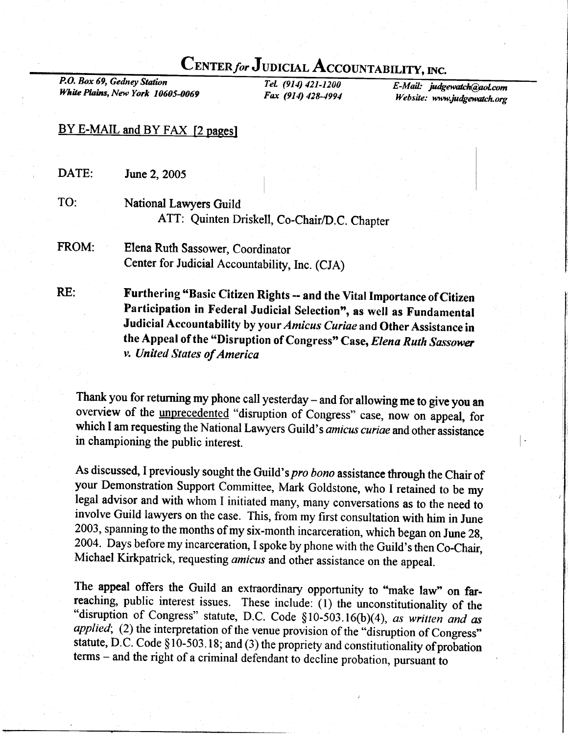# CENTER *for* JUDICIAL ACCOUNTABILITY, INC.

*P.O. Box 69, Gedney Station*
*White Plains, New York 10605-0069*

*Tel. (914) 421-1200*
*Fax (914) 428-4994*

*E-Mail: judgewatch@aol.com*
*Website: www.judgewatch.org*

BY E-MAIL and BY FAX [2 pages]

DATE: June 2, 2005

TO: National Lawyers Guild
ATT: Quinten Driskell, Co-Chair/D.C. Chapter

FROM: Elena Ruth Sassower, Coordinator
Center for Judicial Accountability, Inc. (CJA)

RE: **Furthering "Basic Citizen Rights -- and the Vital Importance of Citizen Participation in Federal Judicial Selection", as well as Fundamental Judicial Accountability by your *Amicus Curiae* and Other Assistance in the Appeal of the "Disruption of Congress" Case, *Elena Ruth Sassower v. United States of America***

Thank you for returning my phone call yesterday – and for allowing me to give you an overview of the unprecedented "disruption of Congress" case, now on appeal, for which I am requesting the National Lawyers Guild's *amicus curiae* and other assistance in championing the public interest.

As discussed, I previously sought the Guild's *pro bono* assistance through the Chair of your Demonstration Support Committee, Mark Goldstone, who I retained to be my legal advisor and with whom I initiated many, many conversations as to the need to involve Guild lawyers on the case. This, from my first consultation with him in June 2003, spanning to the months of my six-month incarceration, which began on June 28, 2004. Days before my incarceration, I spoke by phone with the Guild's then Co-Chair, Michael Kirkpatrick, requesting *amicus* and other assistance on the appeal.

The appeal offers the Guild an extraordinary opportunity to "make law" on far-reaching, public interest issues. These include: (1) the unconstitutionality of the "disruption of Congress" statute, D.C. Code §10-503.16(b)(4), *as written and as applied*; (2) the interpretation of the venue provision of the "disruption of Congress" statute, D.C. Code §10-503.18; and (3) the propriety and constitutionality of probation terms – and the right of a criminal defendant to decline probation, pursuant to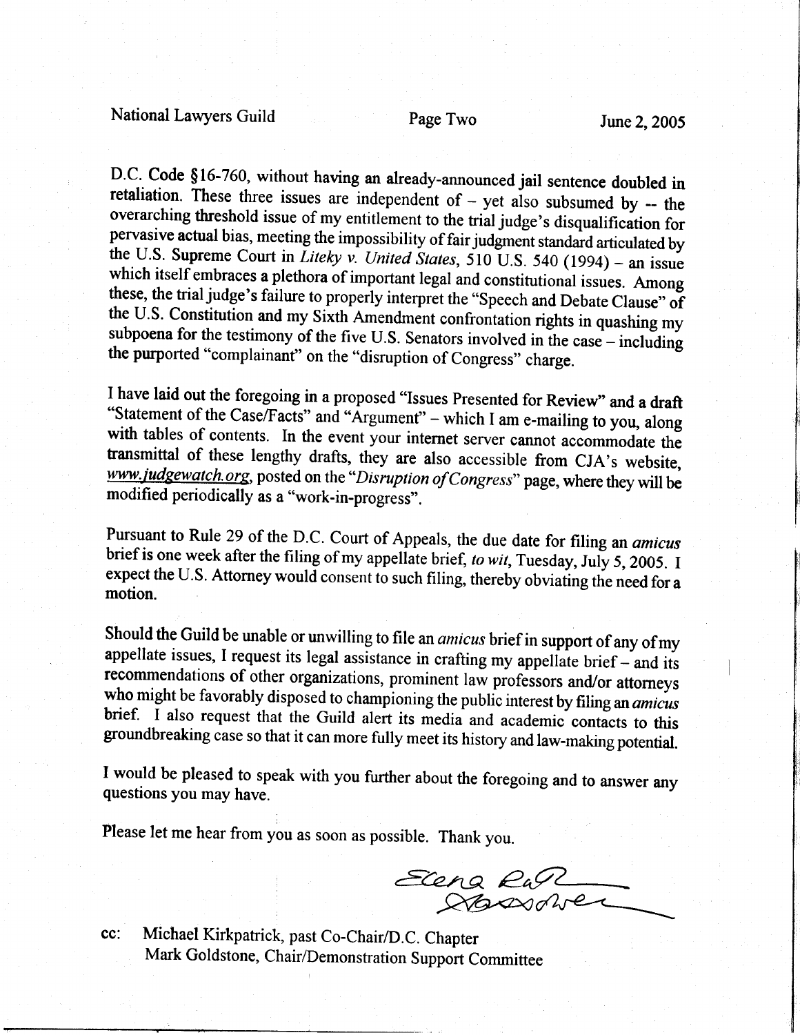D.C. Code §16-760, without having an already-announced jail sentence doubled in retaliation. These three issues are independent of – yet also subsumed by -- the overarching threshold issue of my entitlement to the trial judge's disqualification for pervasive actual bias, meeting the impossibility of fair judgment standard articulated by the U.S. Supreme Court in *Liteky v. United States*, 510 U.S. 540 (1994) – an issue which itself embraces a plethora of important legal and constitutional issues. Among these, the trial judge's failure to properly interpret the "Speech and Debate Clause" of the U.S. Constitution and my Sixth Amendment confrontation rights in quashing my subpoena for the testimony of the five U.S. Senators involved in the case – including the purported "complainant" on the "disruption of Congress" charge.

I have laid out the foregoing in a proposed "Issues Presented for Review" and a draft "Statement of the Case/Facts" and "Argument" – which I am e-mailing to you, along with tables of contents. In the event your internet server cannot accommodate the transmittal of these lengthy drafts, they are also accessible from CJA's website, *www.judgewatch.org*, posted on the "*Disruption of Congress*" page, where they will be modified periodically as a "work-in-progress".

Pursuant to Rule 29 of the D.C. Court of Appeals, the due date for filing an *amicus* brief is one week after the filing of my appellate brief, *to wit*, Tuesday, July 5, 2005. I expect the U.S. Attorney would consent to such filing, thereby obviating the need for a motion.

Should the Guild be unable or unwilling to file an *amicus* brief in support of any of my appellate issues, I request its legal assistance in crafting my appellate brief – and its recommendations of other organizations, prominent law professors and/or attorneys who might be favorably disposed to championing the public interest by filing an *amicus* brief. I also request that the Guild alert its media and academic contacts to this groundbreaking case so that it can more fully meet its history and law-making potential.

I would be pleased to speak with you further about the foregoing and to answer any questions you may have.

Please let me hear from you as soon as possible. Thank you.

Elena Ruth Sassower

cc: Michael Kirkpatrick, past Co-Chair/D.C. Chapter
Mark Goldstone, Chair/Demonstration Support Committee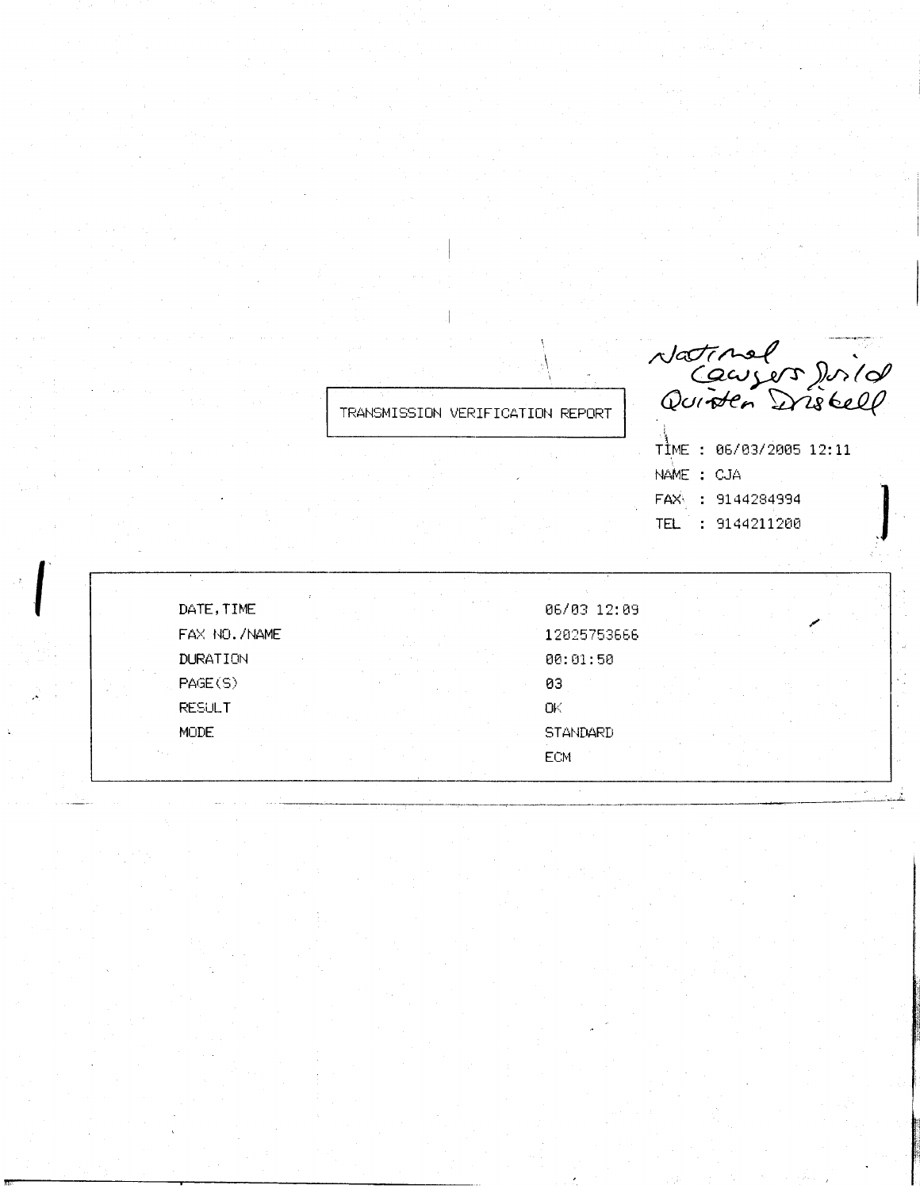National Lawyers Guild
Quinten Drisbell

TRANSMISSION VERIFICATION REPORT

TIME : 06/03/2005 12:11
NAME : CJA
FAX : 9144284994
TEL : 9144211200

| | |
|---|---|
| DATE,TIME | 06/03 12:09 |
| FAX NO./NAME | 12025753666 |
| DURATION | 00:01:50 |
| PAGE(S) | 03 |
| RESULT | OK |
| MODE | STANDARD<br>ECM |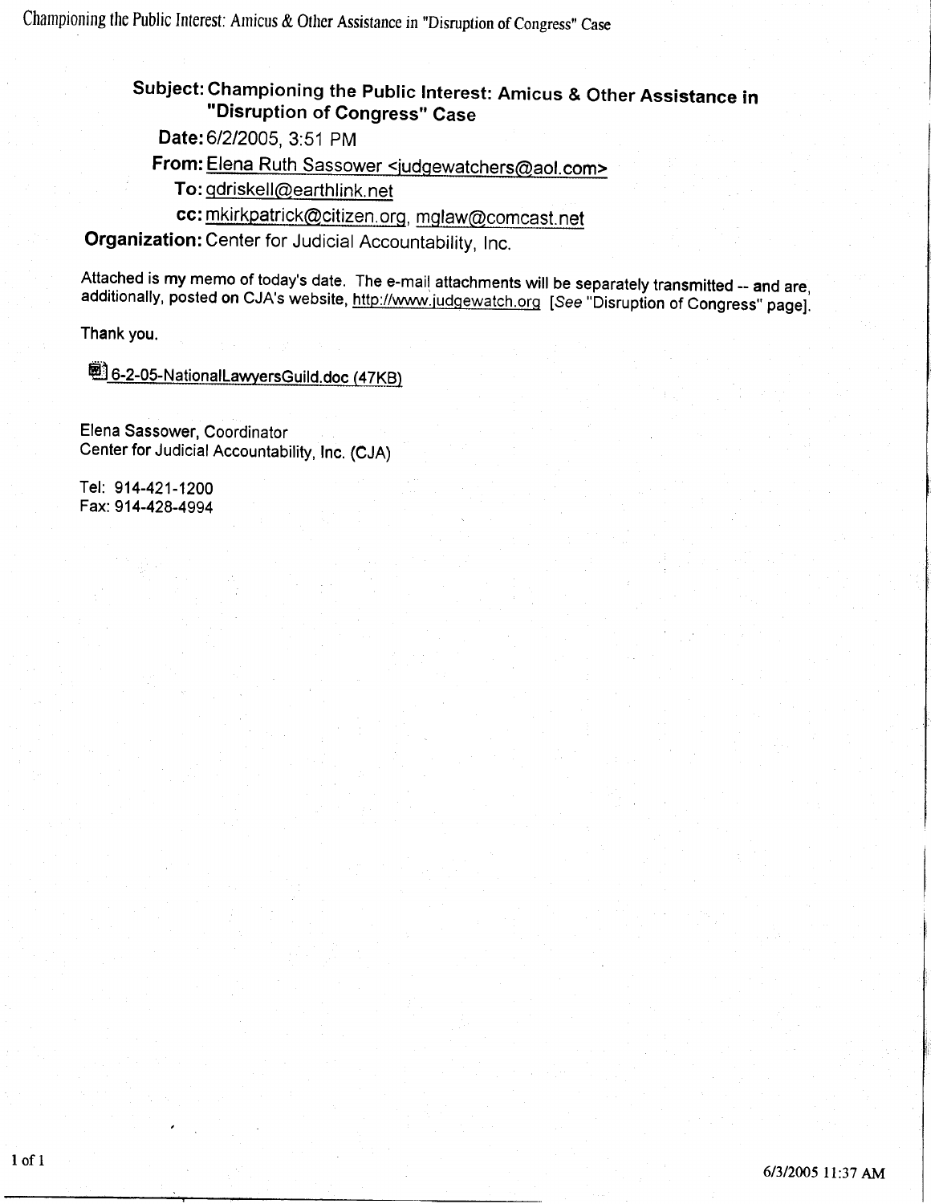**Subject:** Championing the Public Interest: Amicus & Other Assistance in "Disruption of Congress" Case

**Date:** 6/2/2005, 3:51 PM

**From:** Elena Ruth Sassower <judgewatchers@aol.com>

**To:** gdriskell@earthlink.net

**cc:** mkirkpatrick@citizen.org, mglaw@comcast.net

**Organization:** Center for Judicial Accountability, Inc.

Attached is my memo of today's date. The e-mail attachments will be separately transmitted -- and are, additionally, posted on CJA's website, http://www.judgewatch.org [*See* "Disruption of Congress" page].

Thank you.

6-2-05-NationalLawyersGuild.doc (47KB)

Elena Sassower, Coordinator
Center for Judicial Accountability, Inc. (CJA)

Tel: 914-421-1200
Fax: 914-428-4994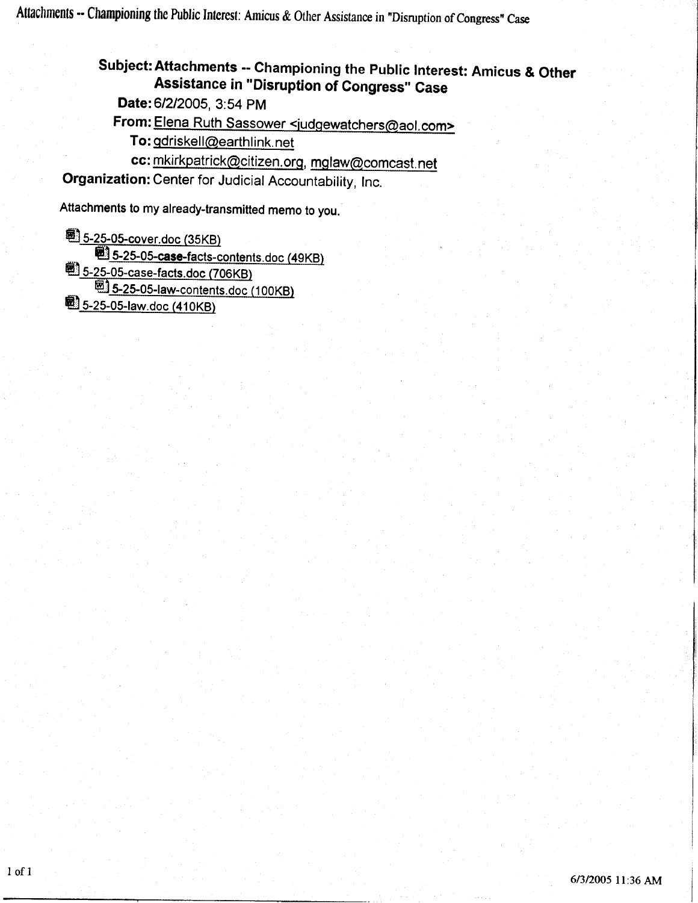**Subject:** Attachments -- Championing the Public Interest: Amicus & Other Assistance in "Disruption of Congress" Case
**Date:** 6/2/2005, 3:54 PM
**From:** Elena Ruth Sassower <judgewatchers@aol.com>
**To:** gdriskell@earthlink.net
**cc:** mkirkpatrick@citizen.org, mglaw@comcast.net
**Organization:** Center for Judicial Accountability, Inc.

Attachments to my already-transmitted memo to you.

- 5-25-05-cover.doc (35KB)
  - 5-25-05-case-facts-contents.doc (49KB)
- 5-25-05-case-facts.doc (706KB)
  - 5-25-05-law-contents.doc (100KB)
- 5-25-05-law.doc (410KB)

6/3/2005 11:36 AM